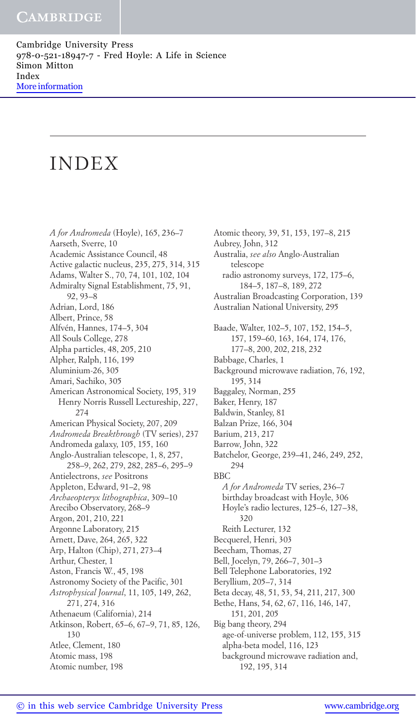# INDEX

*A for Andromeda* (Hoyle), 165, 236–7
Aarseth, Sverre, 10
Academic Assistance Council, 48
Active galactic nucleus, 235, 275, 314, 315
Adams, Walter S., 70, 74, 101, 102, 104
Admiralty Signal Establishment, 75, 91, 92, 93–8
Adrian, Lord, 186
Albert, Prince, 58
Alfvén, Hannes, 174–5, 304
All Souls College, 278
Alpha particles, 48, 205, 210
Alpher, Ralph, 116, 199
Aluminium-26, 305
Amari, Sachiko, 305
American Astronomical Society, 195, 319
  Henry Norris Russell Lectureship, 227, 274
American Physical Society, 207, 209
*Andromeda Breakthrough* (TV series), 237
Andromeda galaxy, 105, 155, 160
Anglo-Australian telescope, 1, 8, 257, 258–9, 262, 279, 282, 285–6, 295–9
Antielectrons, *see* Positrons
Appleton, Edward, 91–2, 98
*Archaeopteryx lithographica*, 309–10
Arecibo Observatory, 268–9
Argon, 201, 210, 221
Argonne Laboratory, 215
Arnett, Dave, 264, 265, 322
Arp, Halton (Chip), 271, 273–4
Arthur, Chester, 1
Aston, Francis W., 45, 198
Astronomy Society of the Pacific, 301
*Astrophysical Journal*, 11, 105, 149, 262, 271, 274, 316
Athenaeum (California), 214
Atkinson, Robert, 65–6, 67–9, 71, 85, 126, 130
Atlee, Clement, 180
Atomic mass, 198
Atomic number, 198
Atomic theory, 39, 51, 153, 197–8, 215
Aubrey, John, 312
Australia, *see also* Anglo-Australian telescope
  radio astronomy surveys, 172, 175–6, 184–5, 187–8, 189, 272
Australian Broadcasting Corporation, 139
Australian National University, 295

Baade, Walter, 102–5, 107, 152, 154–5, 157, 159–60, 163, 164, 174, 176, 177–8, 200, 202, 218, 232
Babbage, Charles, 1
Background microwave radiation, 76, 192, 195, 314
Baggaley, Norman, 255
Baker, Henry, 187
Baldwin, Stanley, 81
Balzan Prize, 166, 304
Barium, 213, 217
Barrow, John, 322
Batchelor, George, 239–41, 246, 249, 252, 294
BBC
  *A for Andromeda* TV series, 236–7
  birthday broadcast with Hoyle, 306
  Hoyle's radio lectures, 125–6, 127–38, 320
  Reith Lecturer, 132
Becquerel, Henri, 303
Beecham, Thomas, 27
Bell, Jocelyn, 79, 266–7, 301–3
Bell Telephone Laboratories, 192
Beryllium, 205–7, 314
Beta decay, 48, 51, 53, 54, 211, 217, 300
Bethe, Hans, 54, 62, 67, 116, 146, 147, 151, 201, 205
Big bang theory, 294
  age-of-universe problem, 112, 155, 315
  alpha-beta model, 116, 123
  background microwave radiation and, 192, 195, 314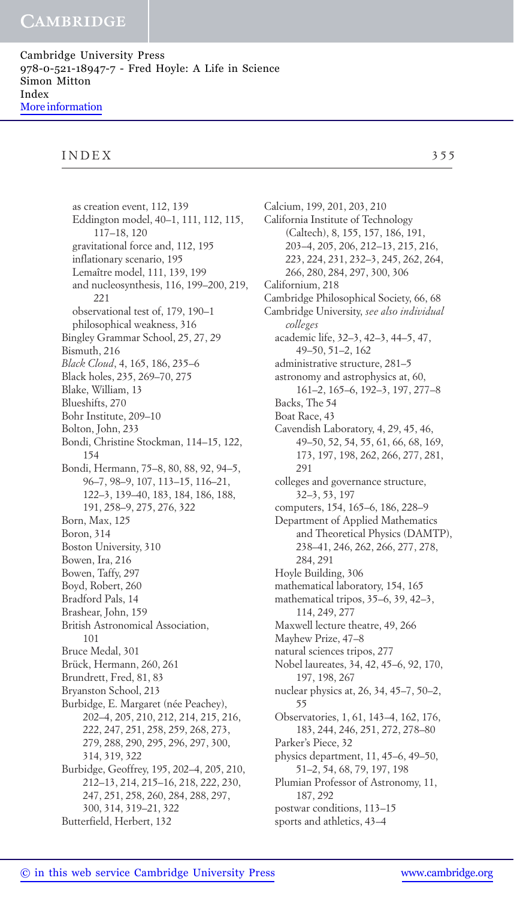as creation event, 112, 139
Eddington model, 40–1, 111, 112, 115, 117–18, 120
gravitational force and, 112, 195
inflationary scenario, 195
Lemaître model, 111, 139, 199
and nucleosynthesis, 116, 199–200, 219, 221
observational test of, 179, 190–1
philosophical weakness, 316

Bingley Grammar School, 25, 27, 29
Bismuth, 216
*Black Cloud*, 4, 165, 186, 235–6
Black holes, 235, 269–70, 275
Blake, William, 13
Blueshifts, 270
Bohr Institute, 209–10
Bolton, John, 233
Bondi, Christine Stockman, 114–15, 122, 154
Bondi, Hermann, 75–8, 80, 88, 92, 94–5, 96–7, 98–9, 107, 113–15, 116–21, 122–3, 139–40, 183, 184, 186, 188, 191, 258–9, 275, 276, 322
Born, Max, 125
Boron, 314
Boston University, 310
Bowen, Ira, 216
Bowen, Taffy, 297
Boyd, Robert, 260
Bradford Pals, 14
Brashear, John, 159
British Astronomical Association, 101
Bruce Medal, 301
Brück, Hermann, 260, 261
Brundrett, Fred, 81, 83
Bryanston School, 213
Burbidge, E. Margaret (née Peachey), 202–4, 205, 210, 212, 214, 215, 216, 222, 247, 251, 258, 259, 268, 273, 279, 288, 290, 295, 296, 297, 300, 314, 319, 322
Burbidge, Geoffrey, 195, 202–4, 205, 210, 212–13, 214, 215–16, 218, 222, 230, 247, 251, 258, 260, 284, 288, 297, 300, 314, 319–21, 322
Butterfield, Herbert, 132

Calcium, 199, 201, 203, 210
California Institute of Technology (Caltech), 8, 155, 157, 186, 191, 203–4, 205, 206, 212–13, 215, 216, 223, 224, 231, 232–3, 245, 262, 264, 266, 280, 284, 297, 300, 306
Californium, 218
Cambridge Philosophical Society, 66, 68
Cambridge University, *see also individual colleges*
academic life, 32–3, 42–3, 44–5, 47, 49–50, 51–2, 162
administrative structure, 281–5
astronomy and astrophysics at, 60, 161–2, 165–6, 192–3, 197, 277–8
Backs, The 54
Boat Race, 43
Cavendish Laboratory, 4, 29, 45, 46, 49–50, 52, 54, 55, 61, 66, 68, 169, 173, 197, 198, 262, 266, 277, 281, 291
colleges and governance structure, 32–3, 53, 197
computers, 154, 165–6, 186, 228–9
Department of Applied Mathematics and Theoretical Physics (DAMTP), 238–41, 246, 262, 266, 277, 278, 284, 291
Hoyle Building, 306
mathematical laboratory, 154, 165
mathematical tripos, 35–6, 39, 42–3, 114, 249, 277
Maxwell lecture theatre, 49, 266
Mayhew Prize, 47–8
natural sciences tripos, 277
Nobel laureates, 34, 42, 45–6, 92, 170, 197, 198, 267
nuclear physics at, 26, 34, 45–7, 50–2, 55
Observatories, 1, 61, 143–4, 162, 176, 183, 244, 246, 251, 272, 278–80
Parker's Piece, 32
physics department, 11, 45–6, 49–50, 51–2, 54, 68, 79, 197, 198
Plumian Professor of Astronomy, 11, 187, 292
postwar conditions, 113–15
sports and athletics, 43–4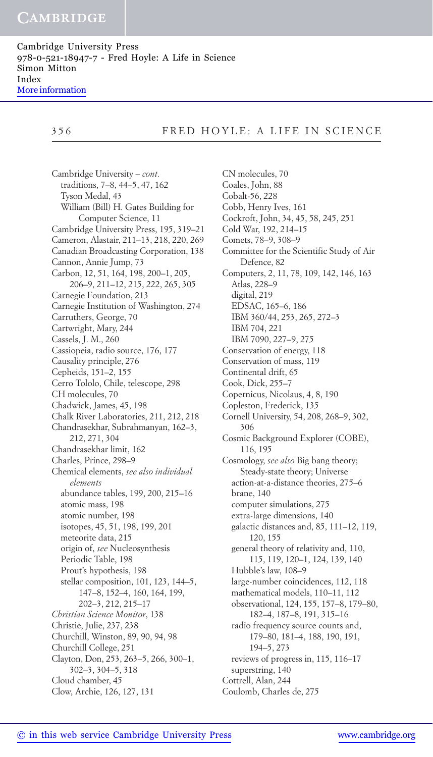Cambridge University – *cont.*
- traditions, 7–8, 44–5, 47, 162
- Tyson Medal, 43
- William (Bill) H. Gates Building for Computer Science, 11

Cambridge University Press, 195, 319–21
Cameron, Alastair, 211–13, 218, 220, 269
Canadian Broadcasting Corporation, 138
Cannon, Annie Jump, 73
Carbon, 12, 51, 164, 198, 200–1, 205, 206–9, 211–12, 215, 222, 265, 305
Carnegie Foundation, 213
Carnegie Institution of Washington, 274
Carruthers, George, 70
Cartwright, Mary, 244
Cassels, J. M., 260
Cassiopeia, radio source, 176, 177
Causality principle, 276
Cepheids, 151–2, 155
Cerro Tololo, Chile, telescope, 298
CH molecules, 70
Chadwick, James, 45, 198
Chalk River Laboratories, 211, 212, 218
Chandrasekhar, Subrahmanyan, 162–3, 212, 271, 304
Chandrasekhar limit, 162
Charles, Prince, 298–9
Chemical elements, *see also individual elements*
- abundance tables, 199, 200, 215–16
- atomic mass, 198
- atomic number, 198
- isotopes, 45, 51, 198, 199, 201
- meteorite data, 215
- origin of, *see* Nucleosynthesis
- Periodic Table, 198
- Prout's hypothesis, 198
- stellar composition, 101, 123, 144–5, 147–8, 152–4, 160, 164, 199, 202–3, 212, 215–17

*Christian Science Monitor*, 138
Christie, Julie, 237, 238
Churchill, Winston, 89, 90, 94, 98
Churchill College, 251
Clayton, Don, 253, 263–5, 266, 300–1, 302–3, 304–5, 318
Cloud chamber, 45
Clow, Archie, 126, 127, 131
CN molecules, 70
Coales, John, 88
Cobalt-56, 228
Cobb, Henry Ives, 161
Cockroft, John, 34, 45, 58, 245, 251
Cold War, 192, 214–15
Comets, 78–9, 308–9
Committee for the Scientific Study of Air Defence, 82
Computers, 2, 11, 78, 109, 142, 146, 163
- Atlas, 228–9
- digital, 219
- EDSAC, 165–6, 186
- IBM 360/44, 253, 265, 272–3
- IBM 704, 221
- IBM 7090, 227–9, 275

Conservation of energy, 118
Conservation of mass, 119
Continental drift, 65
Cook, Dick, 255–7
Copernicus, Nicolaus, 4, 8, 190
Copleston, Frederick, 135
Cornell University, 54, 208, 268–9, 302, 306
Cosmic Background Explorer (COBE), 116, 195
Cosmology, *see also* Big bang theory; Steady-state theory; Universe
- action-at-a-distance theories, 275–6
- brane, 140
- computer simulations, 275
- extra-large dimensions, 140
- galactic distances and, 85, 111–12, 119, 120, 155
- general theory of relativity and, 110, 115, 119, 120–1, 124, 139, 140
- Hubble's law, 108–9
- large-number coincidences, 112, 118
- mathematical models, 110–11, 112
- observational, 124, 155, 157–8, 179–80, 182–4, 187–8, 191, 315–16
- radio frequency source counts and, 179–80, 181–4, 188, 190, 191, 194–5, 273
- reviews of progress in, 115, 116–17
- superstring, 140

Cottrell, Alan, 244
Coulomb, Charles de, 275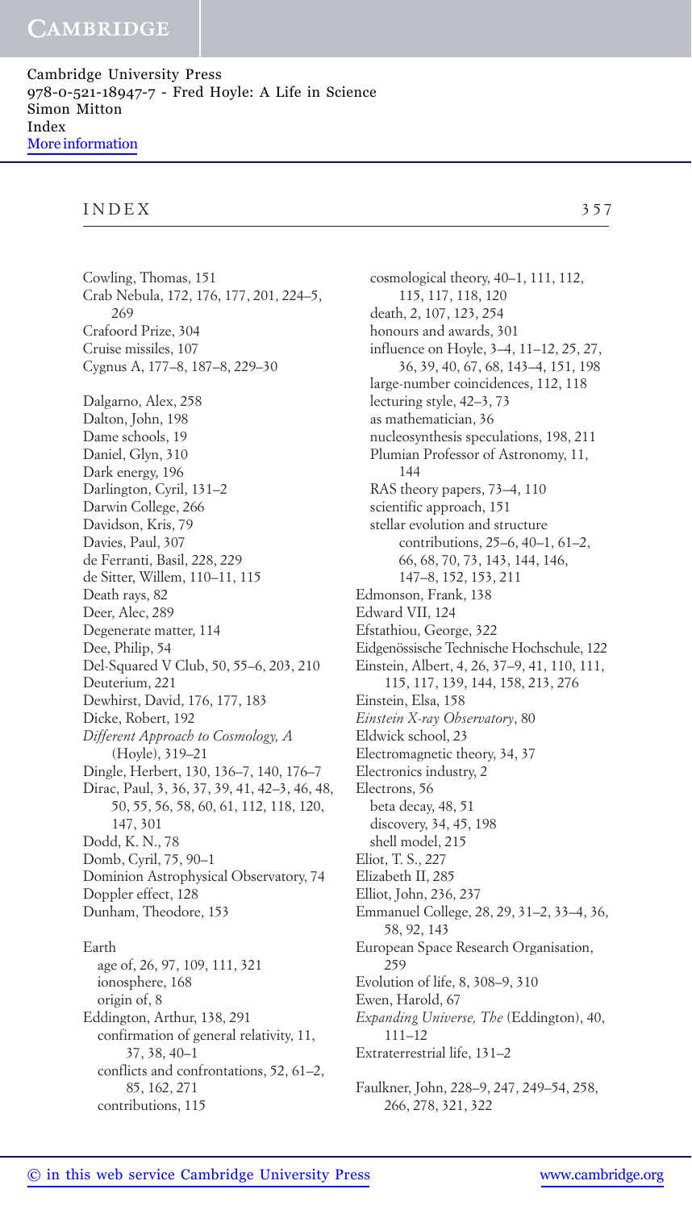# INDEX

Cowling, Thomas, 151
Crab Nebula, 172, 176, 177, 201, 224–5, 269
Crafoord Prize, 304
Cruise missiles, 107
Cygnus A, 177–8, 187–8, 229–30

Dalgarno, Alex, 258
Dalton, John, 198
Dame schools, 19
Daniel, Glyn, 310
Dark energy, 196
Darlington, Cyril, 131–2
Darwin College, 266
Davidson, Kris, 79
Davies, Paul, 307
de Ferranti, Basil, 228, 229
de Sitter, Willem, 110–11, 115
Death rays, 82
Deer, Alec, 289
Degenerate matter, 114
Dee, Philip, 54
Del-Squared V Club, 50, 55–6, 203, 210
Deuterium, 221
Dewhirst, David, 176, 177, 183
Dicke, Robert, 192
*Different Approach to Cosmology, A* (Hoyle), 319–21
Dingle, Herbert, 130, 136–7, 140, 176–7
Dirac, Paul, 3, 36, 37, 39, 41, 42–3, 46, 48, 50, 55, 56, 58, 60, 61, 112, 118, 120, 147, 301
Dodd, K. N., 78
Domb, Cyril, 75, 90–1
Dominion Astrophysical Observatory, 74
Doppler effect, 128
Dunham, Theodore, 153

Earth
- age of, 26, 97, 109, 111, 321
- ionosphere, 168
- origin of, 8

Eddington, Arthur, 138, 291
- confirmation of general relativity, 11, 37, 38, 40–1
- conflicts and confrontations, 52, 61–2, 85, 162, 271
- contributions, 115
- cosmological theory, 40–1, 111, 112, 115, 117, 118, 120
- death, 2, 107, 123, 254
- honours and awards, 301
- influence on Hoyle, 3–4, 11–12, 25, 27, 36, 39, 40, 67, 68, 143–4, 151, 198
- large-number coincidences, 112, 118
- lecturing style, 42–3, 73
- as mathematician, 36
- nucleosynthesis speculations, 198, 211
- Plumian Professor of Astronomy, 11, 144
- RAS theory papers, 73–4, 110
- scientific approach, 151
- stellar evolution and structure contributions, 25–6, 40–1, 61–2, 66, 68, 70, 73, 143, 144, 146, 147–8, 152, 153, 211

Edmonson, Frank, 138
Edward VII, 124
Efstathiou, George, 322
Eidgenössische Technische Hochschule, 122
Einstein, Albert, 4, 26, 37–9, 41, 110, 111, 115, 117, 139, 144, 158, 213, 276
Einstein, Elsa, 158
*Einstein X-ray Observatory*, 80
Eldwick school, 23
Electromagnetic theory, 34, 37
Electronics industry, 2
Electrons, 56
- beta decay, 48, 51
- discovery, 34, 45, 198
- shell model, 215

Eliot, T. S., 227
Elizabeth II, 285
Elliot, John, 236, 237
Emmanuel College, 28, 29, 31–2, 33–4, 36, 58, 92, 143
European Space Research Organisation, 259
Evolution of life, 8, 308–9, 310
Ewen, Harold, 67
*Expanding Universe, The* (Eddington), 40, 111–12
Extraterrestrial life, 131–2

Faulkner, John, 228–9, 247, 249–54, 258, 266, 278, 321, 322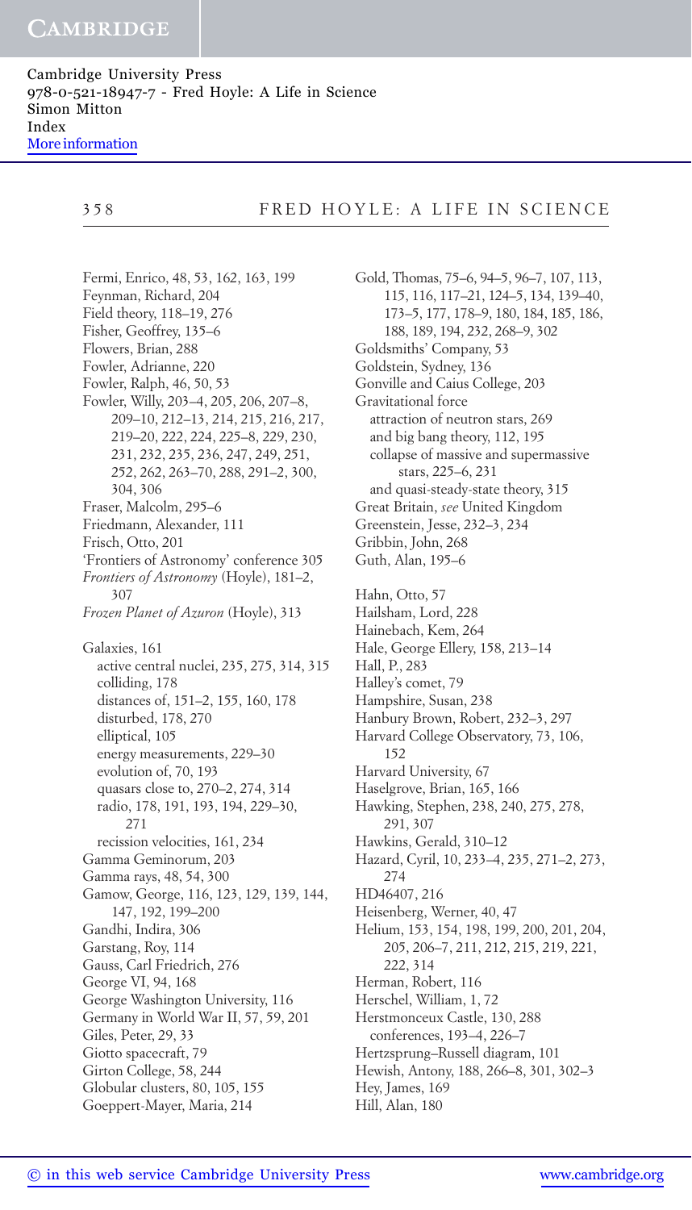Fermi, Enrico, 48, 53, 162, 163, 199
Feynman, Richard, 204
Field theory, 118–19, 276
Fisher, Geoffrey, 135–6
Flowers, Brian, 288
Fowler, Adrianne, 220
Fowler, Ralph, 46, 50, 53
Fowler, Willy, 203–4, 205, 206, 207–8, 209–10, 212–13, 214, 215, 216, 217, 219–20, 222, 224, 225–8, 229, 230, 231, 232, 235, 236, 247, 249, 251, 252, 262, 263–70, 288, 291–2, 300, 304, 306
Fraser, Malcolm, 295–6
Friedmann, Alexander, 111
Frisch, Otto, 201
'Frontiers of Astronomy' conference 305
*Frontiers of Astronomy* (Hoyle), 181–2, 307
*Frozen Planet of Azuron* (Hoyle), 313

Galaxies, 161
  active central nuclei, 235, 275, 314, 315
  colliding, 178
  distances of, 151–2, 155, 160, 178
  disturbed, 178, 270
  elliptical, 105
  energy measurements, 229–30
  evolution of, 70, 193
  quasars close to, 270–2, 274, 314
  radio, 178, 191, 193, 194, 229–30, 271
  recission velocities, 161, 234
Gamma Geminorum, 203
Gamma rays, 48, 54, 300
Gamow, George, 116, 123, 129, 139, 144, 147, 192, 199–200
Gandhi, Indira, 306
Garstang, Roy, 114
Gauss, Carl Friedrich, 276
George VI, 94, 168
George Washington University, 116
Germany in World War II, 57, 59, 201
Giles, Peter, 29, 33
Giotto spacecraft, 79
Girton College, 58, 244
Globular clusters, 80, 105, 155
Goeppert-Mayer, Maria, 214
Gold, Thomas, 75–6, 94–5, 96–7, 107, 113, 115, 116, 117–21, 124–5, 134, 139–40, 173–5, 177, 178–9, 180, 184, 185, 186, 188, 189, 194, 232, 268–9, 302
Goldsmiths' Company, 53
Goldstein, Sydney, 136
Gonville and Caius College, 203
Gravitational force
  attraction of neutron stars, 269
  and big bang theory, 112, 195
  collapse of massive and supermassive stars, 225–6, 231
  and quasi-steady-state theory, 315
Great Britain, *see* United Kingdom
Greenstein, Jesse, 232–3, 234
Gribbin, John, 268
Guth, Alan, 195–6

Hahn, Otto, 57
Hailsham, Lord, 228
Hainebach, Kem, 264
Hale, George Ellery, 158, 213–14
Hall, P., 283
Halley's comet, 79
Hampshire, Susan, 238
Hanbury Brown, Robert, 232–3, 297
Harvard College Observatory, 73, 106, 152
Harvard University, 67
Haselgrove, Brian, 165, 166
Hawking, Stephen, 238, 240, 275, 278, 291, 307
Hawkins, Gerald, 310–12
Hazard, Cyril, 10, 233–4, 235, 271–2, 273, 274
HD46407, 216
Heisenberg, Werner, 40, 47
Helium, 153, 154, 198, 199, 200, 201, 204, 205, 206–7, 211, 212, 215, 219, 221, 222, 314
Herman, Robert, 116
Herschel, William, 1, 72
Herstmonceux Castle, 130, 288
  conferences, 193–4, 226–7
Hertzsprung–Russell diagram, 101
Hewish, Antony, 188, 266–8, 301, 302–3
Hey, James, 169
Hill, Alan, 180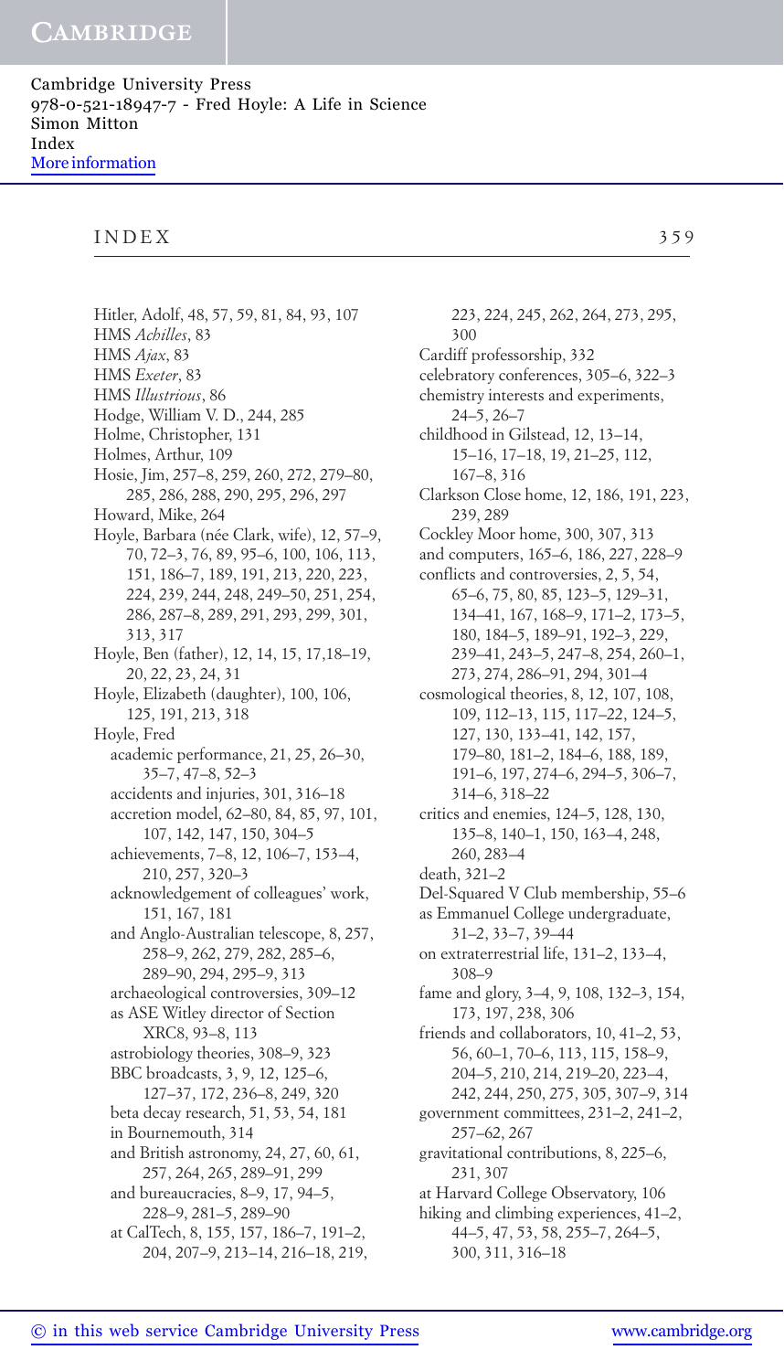Hitler, Adolf, 48, 57, 59, 81, 84, 93, 107
HMS *Achilles*, 83
HMS *Ajax*, 83
HMS *Exeter*, 83
HMS *Illustrious*, 86
Hodge, William V. D., 244, 285
Holme, Christopher, 131
Holmes, Arthur, 109
Hosie, Jim, 257–8, 259, 260, 272, 279–80, 285, 286, 288, 290, 295, 296, 297
Howard, Mike, 264
Hoyle, Barbara (née Clark, wife), 12, 57–9, 70, 72–3, 76, 89, 95–6, 100, 106, 113, 151, 186–7, 189, 191, 213, 220, 223, 224, 239, 244, 248, 249–50, 251, 254, 286, 287–8, 289, 291, 293, 299, 301, 313, 317
Hoyle, Ben (father), 12, 14, 15, 17,18–19, 20, 22, 23, 24, 31
Hoyle, Elizabeth (daughter), 100, 106, 125, 191, 213, 318
Hoyle, Fred
  academic performance, 21, 25, 26–30, 35–7, 47–8, 52–3
  accidents and injuries, 301, 316–18
  accretion model, 62–80, 84, 85, 97, 101, 107, 142, 147, 150, 304–5
  achievements, 7–8, 12, 106–7, 153–4, 210, 257, 320–3
  acknowledgement of colleagues' work, 151, 167, 181
  and Anglo-Australian telescope, 8, 257, 258–9, 262, 279, 282, 285–6, 289–90, 294, 295–9, 313
  archaeological controversies, 309–12
  as ASE Witley director of Section XRC8, 93–8, 113
  astrobiology theories, 308–9, 323
  BBC broadcasts, 3, 9, 12, 125–6, 127–37, 172, 236–8, 249, 320
  beta decay research, 51, 53, 54, 181
  in Bournemouth, 314
  and British astronomy, 24, 27, 60, 61, 257, 264, 265, 289–91, 299
  and bureaucracies, 8–9, 17, 94–5, 228–9, 281–5, 289–90
  at CalTech, 8, 155, 157, 186–7, 191–2, 204, 207–9, 213–14, 216–18, 219, 223, 224, 245, 262, 264, 273, 295, 300
  Cardiff professorship, 332
  celebratory conferences, 305–6, 322–3
  chemistry interests and experiments, 24–5, 26–7
  childhood in Gilstead, 12, 13–14, 15–16, 17–18, 19, 21–25, 112, 167–8, 316
  Clarkson Close home, 12, 186, 191, 223, 239, 289
  Cockley Moor home, 300, 307, 313
  and computers, 165–6, 186, 227, 228–9
  conflicts and controversies, 2, 5, 54, 65–6, 75, 80, 85, 123–5, 129–31, 134–41, 167, 168–9, 171–2, 173–5, 180, 184–5, 189–91, 192–3, 229, 239–41, 243–5, 247–8, 254, 260–1, 273, 274, 286–91, 294, 301–4
  cosmological theories, 8, 12, 107, 108, 109, 112–13, 115, 117–22, 124–5, 127, 130, 133–41, 142, 157, 179–80, 181–2, 184–6, 188, 189, 191–6, 197, 274–6, 294–5, 306–7, 314–6, 318–22
  critics and enemies, 124–5, 128, 130, 135–8, 140–1, 150, 163–4, 248, 260, 283–4
  death, 321–2
  Del-Squared V Club membership, 55–6
  as Emmanuel College undergraduate, 31–2, 33–7, 39–44
  on extraterrestrial life, 131–2, 133–4, 308–9
  fame and glory, 3–4, 9, 108, 132–3, 154, 173, 197, 238, 306
  friends and collaborators, 10, 41–2, 53, 56, 60–1, 70–6, 113, 115, 158–9, 204–5, 210, 214, 219–20, 223–4, 242, 244, 250, 275, 305, 307–9, 314
  government committees, 231–2, 241–2, 257–62, 267
  gravitational contributions, 8, 225–6, 231, 307
  at Harvard College Observatory, 106
  hiking and climbing experiences, 41–2, 44–5, 47, 53, 58, 255–7, 264–5, 300, 311, 316–18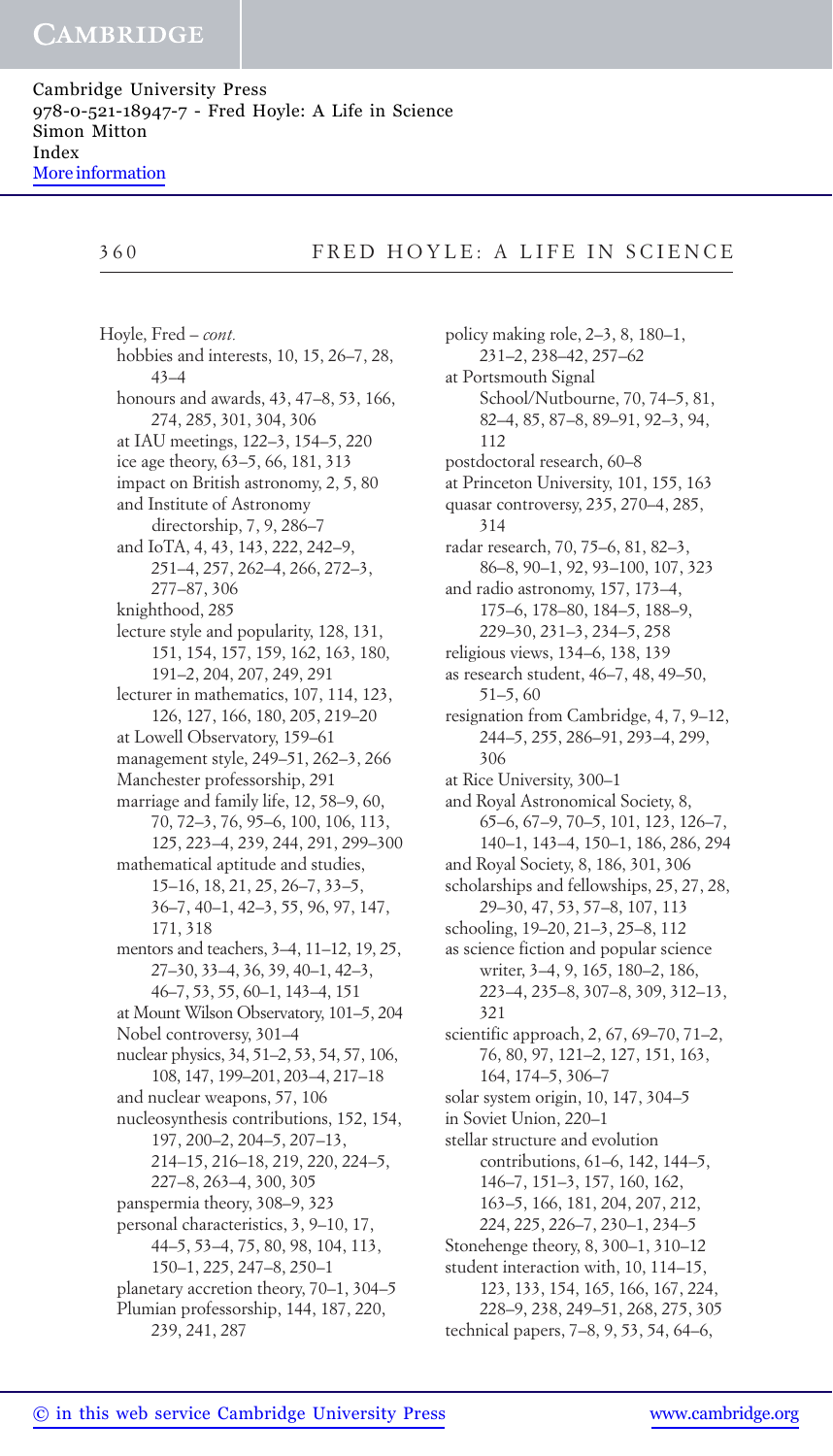Hoyle, Fred – *cont.*

- hobbies and interests, 10, 15, 26–7, 28, 43–4
- honours and awards, 43, 47–8, 53, 166, 274, 285, 301, 304, 306
- at IAU meetings, 122–3, 154–5, 220
- ice age theory, 63–5, 66, 181, 313
- impact on British astronomy, 2, 5, 80
- and Institute of Astronomy directorship, 7, 9, 286–7
- and IoTA, 4, 43, 143, 222, 242–9, 251–4, 257, 262–4, 266, 272–3, 277–87, 306
- knighthood, 285
- lecture style and popularity, 128, 131, 151, 154, 157, 159, 162, 163, 180, 191–2, 204, 207, 249, 291
- lecturer in mathematics, 107, 114, 123, 126, 127, 166, 180, 205, 219–20
- at Lowell Observatory, 159–61
- management style, 249–51, 262–3, 266
- Manchester professorship, 291
- marriage and family life, 12, 58–9, 60, 70, 72–3, 76, 95–6, 100, 106, 113, 125, 223–4, 239, 244, 291, 299–300
- mathematical aptitude and studies, 15–16, 18, 21, 25, 26–7, 33–5, 36–7, 40–1, 42–3, 55, 96, 97, 147, 171, 318
- mentors and teachers, 3–4, 11–12, 19, 25, 27–30, 33–4, 36, 39, 40–1, 42–3, 46–7, 53, 55, 60–1, 143–4, 151
- at Mount Wilson Observatory, 101–5, 204
- Nobel controversy, 301–4
- nuclear physics, 34, 51–2, 53, 54, 57, 106, 108, 147, 199–201, 203–4, 217–18
- and nuclear weapons, 57, 106
- nucleosynthesis contributions, 152, 154, 197, 200–2, 204–5, 207–13, 214–15, 216–18, 219, 220, 224–5, 227–8, 263–4, 300, 305
- panspermia theory, 308–9, 323
- personal characteristics, 3, 9–10, 17, 44–5, 53–4, 75, 80, 98, 104, 113, 150–1, 225, 247–8, 250–1
- planetary accretion theory, 70–1, 304–5
- Plumian professorship, 144, 187, 220, 239, 241, 287
- policy making role, 2–3, 8, 180–1, 231–2, 238–42, 257–62
- at Portsmouth Signal School/Nutbourne, 70, 74–5, 81, 82–4, 85, 87–8, 89–91, 92–3, 94, 112
- postdoctoral research, 60–8
- at Princeton University, 101, 155, 163
- quasar controversy, 235, 270–4, 285, 314
- radar research, 70, 75–6, 81, 82–3, 86–8, 90–1, 92, 93–100, 107, 323
- and radio astronomy, 157, 173–4, 175–6, 178–80, 184–5, 188–9, 229–30, 231–3, 234–5, 258
- religious views, 134–6, 138, 139
- as research student, 46–7, 48, 49–50, 51–5, 60
- resignation from Cambridge, 4, 7, 9–12, 244–5, 255, 286–91, 293–4, 299, 306
- at Rice University, 300–1
- and Royal Astronomical Society, 8, 65–6, 67–9, 70–5, 101, 123, 126–7, 140–1, 143–4, 150–1, 186, 286, 294
- and Royal Society, 8, 186, 301, 306
- scholarships and fellowships, 25, 27, 28, 29–30, 47, 53, 57–8, 107, 113
- schooling, 19–20, 21–3, 25–8, 112
- as science fiction and popular science writer, 3–4, 9, 165, 180–2, 186, 223–4, 235–8, 307–8, 309, 312–13, 321
- scientific approach, 2, 67, 69–70, 71–2, 76, 80, 97, 121–2, 127, 151, 163, 164, 174–5, 306–7
- solar system origin, 10, 147, 304–5
- in Soviet Union, 220–1
- stellar structure and evolution contributions, 61–6, 142, 144–5, 146–7, 151–3, 157, 160, 162, 163–5, 166, 181, 204, 207, 212, 224, 225, 226–7, 230–1, 234–5
- Stonehenge theory, 8, 300–1, 310–12
- student interaction with, 10, 114–15, 123, 133, 154, 165, 166, 167, 224, 228–9, 238, 249–51, 268, 275, 305
- technical papers, 7–8, 9, 53, 54, 64–6,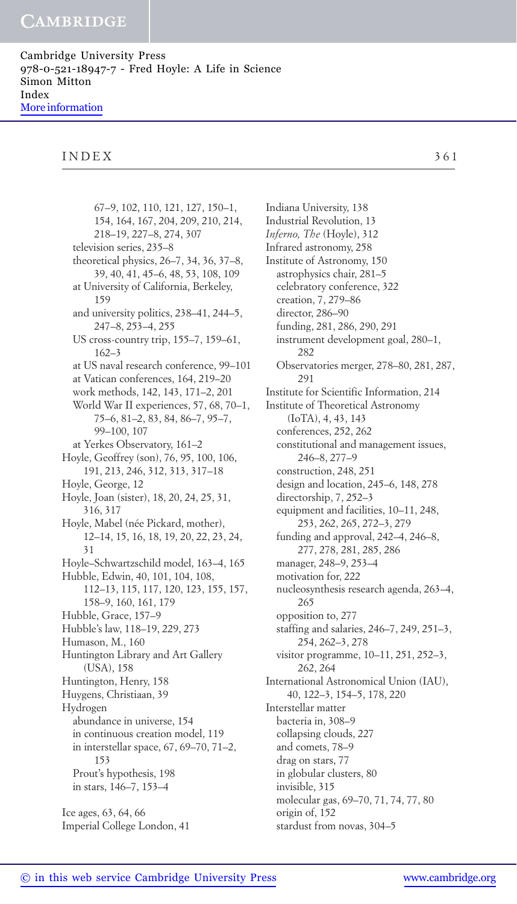67–9, 102, 110, 121, 127, 150–1, 154, 164, 167, 204, 209, 210, 214, 218–19, 227–8, 274, 307
- television series, 235–8
- theoretical physics, 26–7, 34, 36, 37–8, 39, 40, 41, 45–6, 48, 53, 108, 109
- at University of California, Berkeley, 159
- and university politics, 238–41, 244–5, 247–8, 253–4, 255
- US cross-country trip, 155–7, 159–61, 162–3
- at US naval research conference, 99–101
- at Vatican conferences, 164, 219–20
- work methods, 142, 143, 171–2, 201
- World War II experiences, 57, 68, 70–1, 75–6, 81–2, 83, 84, 86–7, 95–7, 99–100, 107
- at Yerkes Observatory, 161–2

Hoyle, Geoffrey (son), 76, 95, 100, 106, 191, 213, 246, 312, 313, 317–18
Hoyle, George, 12
Hoyle, Joan (sister), 18, 20, 24, 25, 31, 316, 317
Hoyle, Mabel (née Pickard, mother), 12–14, 15, 16, 18, 19, 20, 22, 23, 24, 31
Hoyle–Schwartzschild model, 163–4, 165
Hubble, Edwin, 40, 101, 104, 108, 112–13, 115, 117, 120, 123, 155, 157, 158–9, 160, 161, 179
Hubble, Grace, 157–9
Hubble's law, 118–19, 229, 273
Humason, M., 160
Huntington Library and Art Gallery (USA), 158
Huntington, Henry, 158
Huygens, Christiaan, 39
Hydrogen
- abundance in universe, 154
- in continuous creation model, 119
- in interstellar space, 67, 69–70, 71–2, 153
- Prout's hypothesis, 198
- in stars, 146–7, 153–4

Ice ages, 63, 64, 66
Imperial College London, 41
Indiana University, 138
Industrial Revolution, 13
*Inferno, The* (Hoyle), 312
Infrared astronomy, 258
Institute of Astronomy, 150
- astrophysics chair, 281–5
- celebratory conference, 322
- creation, 7, 279–86
- director, 286–90
- funding, 281, 286, 290, 291
- instrument development goal, 280–1, 282
- Observatories merger, 278–80, 281, 287, 291

Institute for Scientific Information, 214
Institute of Theoretical Astronomy (IoTA), 4, 43, 143
- conferences, 252, 262
- constitutional and management issues, 246–8, 277–9
- construction, 248, 251
- design and location, 245–6, 148, 278
- directorship, 7, 252–3
- equipment and facilities, 10–11, 248, 253, 262, 265, 272–3, 279
- funding and approval, 242–4, 246–8, 277, 278, 281, 285, 286
- manager, 248–9, 253–4
- motivation for, 222
- nucleosynthesis research agenda, 263–4, 265
- opposition to, 277
- staffing and salaries, 246–7, 249, 251–3, 254, 262–3, 278
- visitor programme, 10–11, 251, 252–3, 262, 264

International Astronomical Union (IAU), 40, 122–3, 154–5, 178, 220
Interstellar matter
- bacteria in, 308–9
- collapsing clouds, 227
- and comets, 78–9
- drag on stars, 77
- in globular clusters, 80
- invisible, 315
- molecular gas, 69–70, 71, 74, 77, 80
- origin of, 152
- stardust from novas, 304–5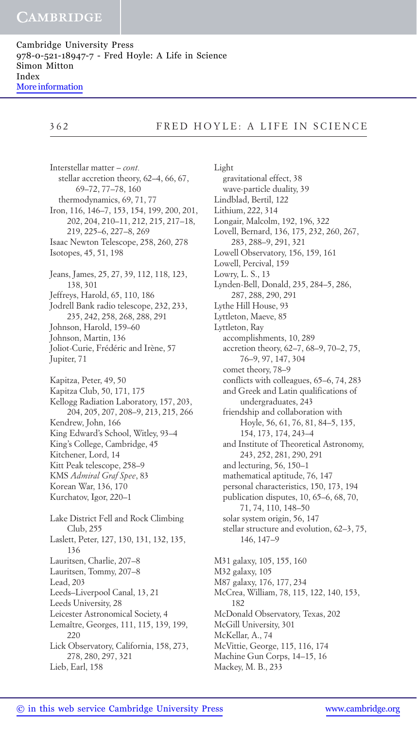Interstellar matter – *cont.*
  stellar accretion theory, 62–4, 66, 67, 69–72, 77–78, 160
  thermodynamics, 69, 71, 77
Iron, 116, 146–7, 153, 154, 199, 200, 201, 202, 204, 210–11, 212, 215, 217–18, 219, 225–6, 227–8, 269
Isaac Newton Telescope, 258, 260, 278
Isotopes, 45, 51, 198

Jeans, James, 25, 27, 39, 112, 118, 123, 138, 301
Jeffreys, Harold, 65, 110, 186
Jodrell Bank radio telescope, 232, 233, 235, 242, 258, 268, 288, 291
Johnson, Harold, 159–60
Johnson, Martin, 136
Joliot-Curie, Frédéric and Irène, 57
Jupiter, 71

Kapitza, Peter, 49, 50
Kapitza Club, 50, 171, 175
Kellogg Radiation Laboratory, 157, 203, 204, 205, 207, 208–9, 213, 215, 266
Kendrew, John, 166
King Edward's School, Witley, 93–4
King's College, Cambridge, 45
Kitchener, Lord, 14
Kitt Peak telescope, 258–9
KMS *Admiral Graf Spee*, 83
Korean War, 136, 170
Kurchatov, Igor, 220–1

Lake District Fell and Rock Climbing Club, 255
Laslett, Peter, 127, 130, 131, 132, 135, 136
Lauritsen, Charlie, 207–8
Lauritsen, Tommy, 207–8
Lead, 203
Leeds–Liverpool Canal, 13, 21
Leeds University, 28
Leicester Astronomical Society, 4
Lemaître, Georges, 111, 115, 139, 199, 220
Lick Observatory, California, 158, 273, 278, 280, 297, 321
Lieb, Earl, 158

Light
  gravitational effect, 38
  wave-particle duality, 39
Lindblad, Bertil, 122
Lithium, 222, 314
Longair, Malcolm, 192, 196, 322
Lovell, Bernard, 136, 175, 232, 260, 267, 283, 288–9, 291, 321
Lowell Observatory, 156, 159, 161
Lowell, Percival, 159
Lowry, L. S., 13
Lynden-Bell, Donald, 235, 284–5, 286, 287, 288, 290, 291
Lythe Hill House, 93
Lyttleton, Maeve, 85
Lyttleton, Ray
  accomplishments, 10, 289
  accretion theory, 62–7, 68–9, 70–2, 75, 76–9, 97, 147, 304
  comet theory, 78–9
  conflicts with colleagues, 65–6, 74, 283
  and Greek and Latin qualifications of undergraduates, 243
  friendship and collaboration with Hoyle, 56, 61, 76, 81, 84–5, 135, 154, 173, 174, 243–4
  and Institute of Theoretical Astronomy, 243, 252, 281, 290, 291
  and lecturing, 56, 150–1
  mathematical aptitude, 76, 147
  personal characteristics, 150, 173, 194
  publication disputes, 10, 65–6, 68, 70, 71, 74, 110, 148–50
  solar system origin, 56, 147
  stellar structure and evolution, 62–3, 75, 146, 147–9

M31 galaxy, 105, 155, 160
M32 galaxy, 105
M87 galaxy, 176, 177, 234
McCrea, William, 78, 115, 122, 140, 153, 182
McDonald Observatory, Texas, 202
McGill University, 301
McKellar, A., 74
McVittie, George, 115, 116, 174
Machine Gun Corps, 14–15, 16
Mackey, M. B., 233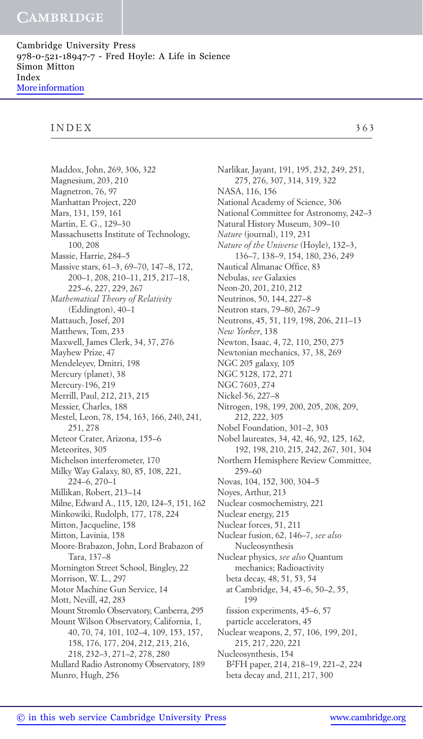Maddox, John, 269, 306, 322
Magnesium, 203, 210
Magnetron, 76, 97
Manhattan Project, 220
Mars, 131, 159, 161
Martin, E. G., 129–30
Massachusetts Institute of Technology, 100, 208
Massie, Harrie, 284–5
Massive stars, 61–3, 69–70, 147–8, 172, 200–1, 208, 210–11, 215, 217–18, 225–6, 227, 229, 267
*Mathematical Theory of Relativity* (Eddington), 40–1
Mattauch, Josef, 201
Matthews, Tom, 233
Maxwell, James Clerk, 34, 37, 276
Mayhew Prize, 47
Mendeleyev, Dmitri, 198
Mercury (planet), 38
Mercury-196, 219
Merrill, Paul, 212, 213, 215
Messier, Charles, 188
Mestel, Leon, 78, 154, 163, 166, 240, 241, 251, 278
Meteor Crater, Arizona, 155–6
Meteorites, 305
Michelson interferometer, 170
Milky Way Galaxy, 80, 85, 108, 221, 224–6, 270–1
Millikan, Robert, 213–14
Milne, Edward A., 115, 120, 124–5, 151, 162
Minkowiki, Rudolph, 177, 178, 224
Mitton, Jacqueline, 158
Mitton, Lavinia, 158
Moore-Brabazon, John, Lord Brabazon of Tara, 137–8
Mornington Street School, Bingley, 22
Morrison, W. L., 297
Motor Machine Gun Service, 14
Mott, Nevill, 42, 283
Mount Stromlo Observatory, Canberra, 295
Mount Wilson Observatory, California, 1, 40, 70, 74, 101, 102–4, 109, 153, 157, 158, 176, 177, 204, 212, 213, 216, 218, 232–3, 271–2, 278, 280
Mullard Radio Astronomy Observatory, 189
Munro, Hugh, 256

Narlikar, Jayant, 191, 195, 232, 249, 251, 275, 276, 307, 314, 319, 322
NASA, 116, 156
National Academy of Science, 306
National Committee for Astronomy, 242–3
Natural History Museum, 309–10
*Nature* (journal), 119, 231
*Nature of the Universe* (Hoyle), 132–3, 136–7, 138–9, 154, 180, 236, 249
Nautical Almanac Office, 83
Nebulas, *see* Galaxies
Neon-20, 201, 210, 212
Neutrinos, 50, 144, 227–8
Neutron stars, 79–80, 267–9
Neutrons, 45, 51, 119, 198, 206, 211–13
*New Yorker*, 138
Newton, Isaac, 4, 72, 110, 250, 275
Newtonian mechanics, 37, 38, 269
NGC 205 galaxy, 105
NGC 5128, 172, 271
NGC 7603, 274
Nickel-56, 227–8
Nitrogen, 198, 199, 200, 205, 208, 209, 212, 222, 305
Nobel Foundation, 301–2, 303
Nobel laureates, 34, 42, 46, 92, 125, 162, 192, 198, 210, 215, 242, 267, 301, 304
Northern Hemisphere Review Committee, 259–60
Novas, 104, 152, 300, 304–5
Noyes, Arthur, 213
Nuclear cosmochemistry, 221
Nuclear energy, 215
Nuclear forces, 51, 211
Nuclear fusion, 62, 146–7, *see also* Nucleosynthesis
Nuclear physics, *see also* Quantum mechanics; Radioactivity
- beta decay, 48, 51, 53, 54
- at Cambridge, 34, 45–6, 50–2, 55, 199
- fission experiments, 45–6, 57
- particle accelerators, 45

Nuclear weapons, 2, 57, 106, 199, 201, 215, 217, 220, 221
Nucleosynthesis, 154
- B²FH paper, 214, 218–19, 221–2, 224
- beta decay and, 211, 217, 300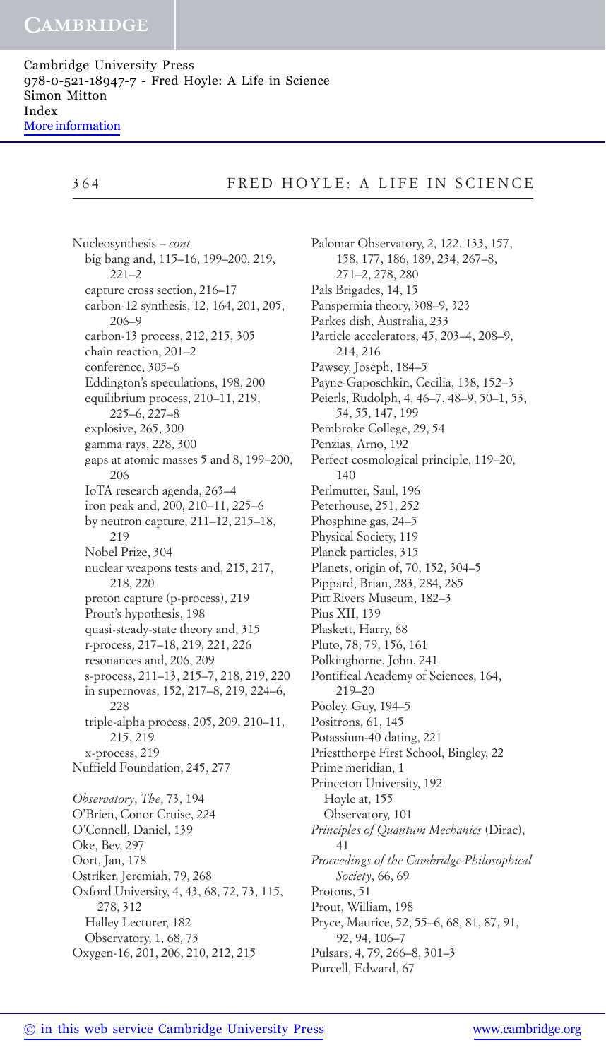Nucleosynthesis – *cont.*
- big bang and, 115–16, 199–200, 219, 221–2
- capture cross section, 216–17
- carbon-12 synthesis, 12, 164, 201, 205, 206–9
- carbon-13 process, 212, 215, 305
- chain reaction, 201–2
- conference, 305–6
- Eddington's speculations, 198, 200
- equilibrium process, 210–11, 219, 225–6, 227–8
- explosive, 265, 300
- gamma rays, 228, 300
- gaps at atomic masses 5 and 8, 199–200, 206
- IoTA research agenda, 263–4
- iron peak and, 200, 210–11, 225–6
- by neutron capture, 211–12, 215–18, 219
- Nobel Prize, 304
- nuclear weapons tests and, 215, 217, 218, 220
- proton capture (p-process), 219
- Prout's hypothesis, 198
- quasi-steady-state theory and, 315
- r-process, 217–18, 219, 221, 226
- resonances and, 206, 209
- s-process, 211–13, 215–7, 218, 219, 220
- in supernovas, 152, 217–8, 219, 224–6, 228
- triple-alpha process, 205, 209, 210–11, 215, 219
- x-process, 219

Nuffield Foundation, 245, 277

*Observatory*, *The*, 73, 194
O'Brien, Conor Cruise, 224
O'Connell, Daniel, 139
Oke, Bev, 297
Oort, Jan, 178
Ostriker, Jeremiah, 79, 268
Oxford University, 4, 43, 68, 72, 73, 115, 278, 312
- Halley Lecturer, 182
- Observatory, 1, 68, 73

Oxygen-16, 201, 206, 210, 212, 215

Palomar Observatory, 2, 122, 133, 157, 158, 177, 186, 189, 234, 267–8, 271–2, 278, 280
Pals Brigades, 14, 15
Panspermia theory, 308–9, 323
Parkes dish, Australia, 233
Particle accelerators, 45, 203–4, 208–9, 214, 216
Pawsey, Joseph, 184–5
Payne-Gaposchkin, Cecilia, 138, 152–3
Peierls, Rudolph, 4, 46–7, 48–9, 50–1, 53, 54, 55, 147, 199
Pembroke College, 29, 54
Penzias, Arno, 192
Perfect cosmological principle, 119–20, 140
Perlmutter, Saul, 196
Peterhouse, 251, 252
Phosphine gas, 24–5
Physical Society, 119
Planck particles, 315
Planets, origin of, 70, 152, 304–5
Pippard, Brian, 283, 284, 285
Pitt Rivers Museum, 182–3
Pius XII, 139
Plaskett, Harry, 68
Pluto, 78, 79, 156, 161
Polkinghorne, John, 241
Pontifical Academy of Sciences, 164, 219–20
Pooley, Guy, 194–5
Positrons, 61, 145
Potassium-40 dating, 221
Priestthorpe First School, Bingley, 22
Prime meridian, 1
Princeton University, 192
- Hoyle at, 155
- Observatory, 101

*Principles of Quantum Mechanics* (Dirac), 41
*Proceedings of the Cambridge Philosophical Society*, 66, 69
Protons, 51
Prout, William, 198
Pryce, Maurice, 52, 55–6, 68, 81, 87, 91, 92, 94, 106–7
Pulsars, 4, 79, 266–8, 301–3
Purcell, Edward, 67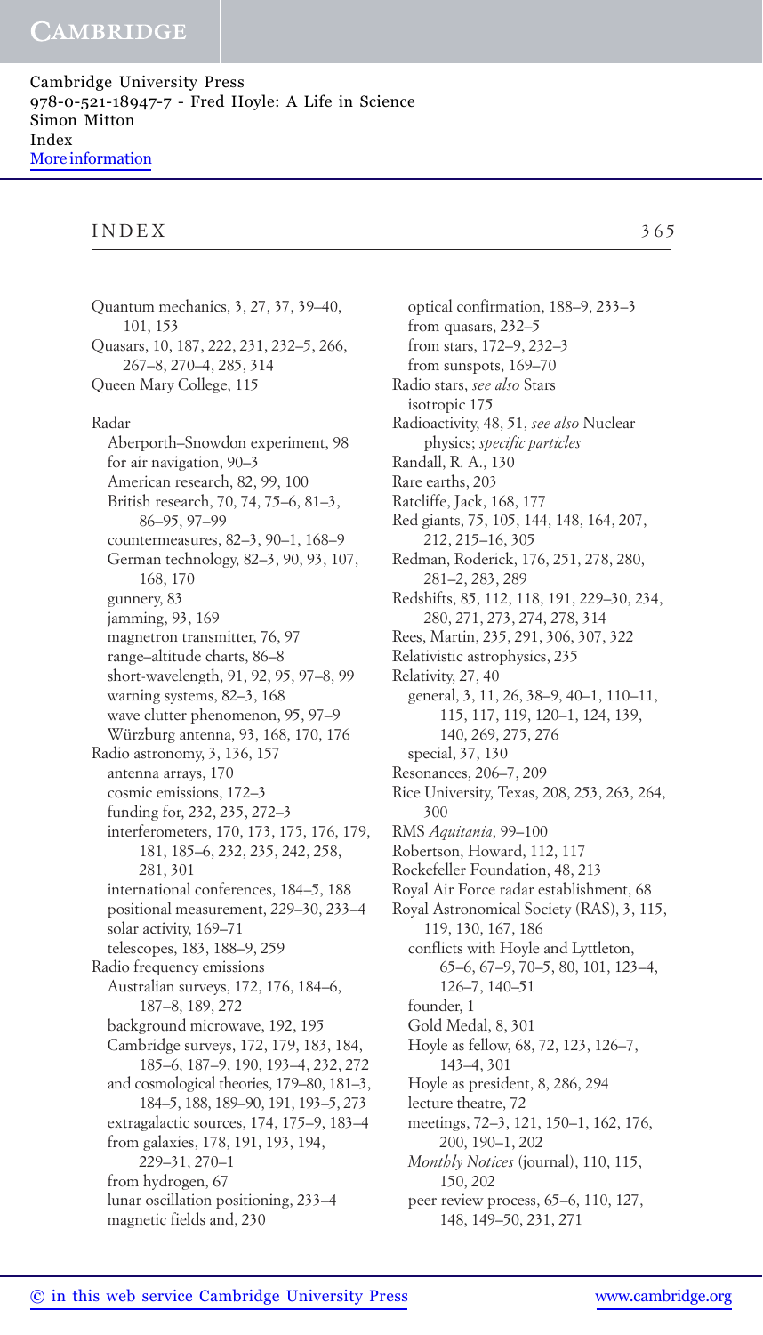Quantum mechanics, 3, 27, 37, 39–40, 101, 153
Quasars, 10, 187, 222, 231, 232–5, 266, 267–8, 270–4, 285, 314
Queen Mary College, 115

Radar
- Aberporth–Snowdon experiment, 98
- for air navigation, 90–3
- American research, 82, 99, 100
- British research, 70, 74, 75–6, 81–3, 86–95, 97–99
- countermeasures, 82–3, 90–1, 168–9
- German technology, 82–3, 90, 93, 107, 168, 170
- gunnery, 83
- jamming, 93, 169
- magnetron transmitter, 76, 97
- range–altitude charts, 86–8
- short-wavelength, 91, 92, 95, 97–8, 99
- warning systems, 82–3, 168
- wave clutter phenomenon, 95, 97–9
- Würzburg antenna, 93, 168, 170, 176

Radio astronomy, 3, 136, 157
- antenna arrays, 170
- cosmic emissions, 172–3
- funding for, 232, 235, 272–3
- interferometers, 170, 173, 175, 176, 179, 181, 185–6, 232, 235, 242, 258, 281, 301
- international conferences, 184–5, 188
- positional measurement, 229–30, 233–4
- solar activity, 169–71
- telescopes, 183, 188–9, 259

Radio frequency emissions
- Australian surveys, 172, 176, 184–6, 187–8, 189, 272
- background microwave, 192, 195
- Cambridge surveys, 172, 179, 183, 184, 185–6, 187–9, 190, 193–4, 232, 272
- and cosmological theories, 179–80, 181–3, 184–5, 188, 189–90, 191, 193–5, 273
- extragalactic sources, 174, 175–9, 183–4
- from galaxies, 178, 191, 193, 194, 229–31, 270–1
- from hydrogen, 67
- lunar oscillation positioning, 233–4
- magnetic fields and, 230
- optical confirmation, 188–9, 233–3
- from quasars, 232–5
- from stars, 172–9, 232–3
- from sunspots, 169–70

Radio stars, *see also* Stars
- isotropic 175

Radioactivity, 48, 51, *see also* Nuclear physics; *specific particles*
Randall, R. A., 130
Rare earths, 203
Ratcliffe, Jack, 168, 177
Red giants, 75, 105, 144, 148, 164, 207, 212, 215–16, 305
Redman, Roderick, 176, 251, 278, 280, 281–2, 283, 289
Redshifts, 85, 112, 118, 191, 229–30, 234, 280, 271, 273, 274, 278, 314
Rees, Martin, 235, 291, 306, 307, 322
Relativistic astrophysics, 235
Relativity, 27, 40
- general, 3, 11, 26, 38–9, 40–1, 110–11, 115, 117, 119, 120–1, 124, 139, 140, 269, 275, 276
- special, 37, 130

Resonances, 206–7, 209
Rice University, Texas, 208, 253, 263, 264, 300
RMS *Aquitania*, 99–100
Robertson, Howard, 112, 117
Rockefeller Foundation, 48, 213
Royal Air Force radar establishment, 68
Royal Astronomical Society (RAS), 3, 115, 119, 130, 167, 186
- conflicts with Hoyle and Lyttleton, 65–6, 67–9, 70–5, 80, 101, 123–4, 126–7, 140–51
- founder, 1
- Gold Medal, 8, 301
- Hoyle as fellow, 68, 72, 123, 126–7, 143–4, 301
- Hoyle as president, 8, 286, 294
- lecture theatre, 72
- meetings, 72–3, 121, 150–1, 162, 176, 200, 190–1, 202
- *Monthly Notices* (journal), 110, 115, 150, 202
- peer review process, 65–6, 110, 127, 148, 149–50, 231, 271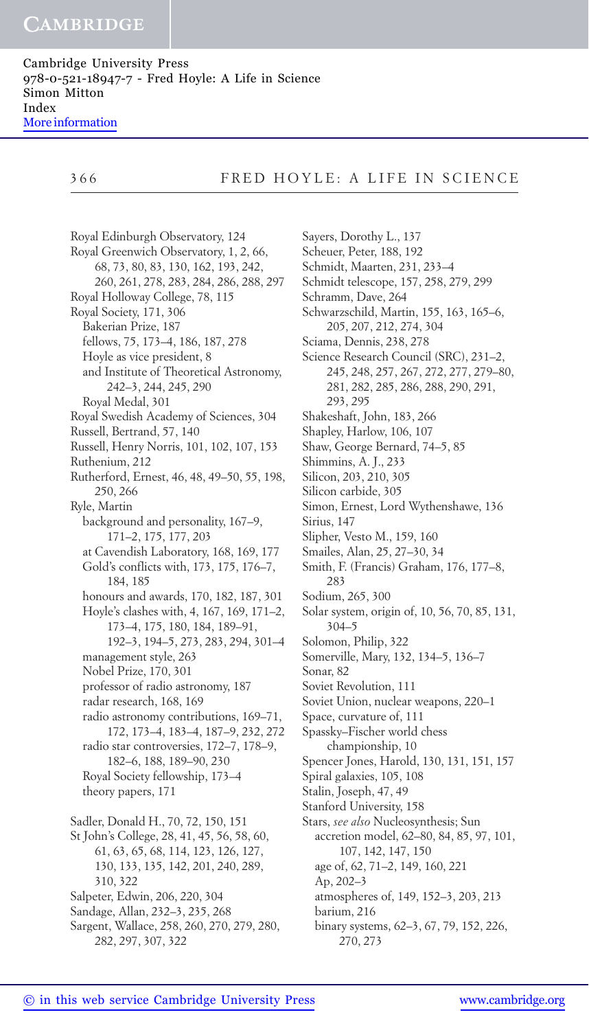Royal Edinburgh Observatory, 124
Royal Greenwich Observatory, 1, 2, 66, 68, 73, 80, 83, 130, 162, 193, 242, 260, 261, 278, 283, 284, 286, 288, 297
Royal Holloway College, 78, 115
Royal Society, 171, 306
  Bakerian Prize, 187
  fellows, 75, 173–4, 186, 187, 278
  Hoyle as vice president, 8
  and Institute of Theoretical Astronomy, 242–3, 244, 245, 290
  Royal Medal, 301
Royal Swedish Academy of Sciences, 304
Russell, Bertrand, 57, 140
Russell, Henry Norris, 101, 102, 107, 153
Ruthenium, 212
Rutherford, Ernest, 46, 48, 49–50, 55, 198, 250, 266
Ryle, Martin
  background and personality, 167–9, 171–2, 175, 177, 203
  at Cavendish Laboratory, 168, 169, 177
  Gold's conflicts with, 173, 175, 176–7, 184, 185
  honours and awards, 170, 182, 187, 301
  Hoyle's clashes with, 4, 167, 169, 171–2, 173–4, 175, 180, 184, 189–91, 192–3, 194–5, 273, 283, 294, 301–4
  management style, 263
  Nobel Prize, 170, 301
  professor of radio astronomy, 187
  radar research, 168, 169
  radio astronomy contributions, 169–71, 172, 173–4, 183–4, 187–9, 232, 272
  radio star controversies, 172–7, 178–9, 182–6, 188, 189–90, 230
  Royal Society fellowship, 173–4
  theory papers, 171

Sadler, Donald H., 70, 72, 150, 151
St John's College, 28, 41, 45, 56, 58, 60, 61, 63, 65, 68, 114, 123, 126, 127, 130, 133, 135, 142, 201, 240, 289, 310, 322
Salpeter, Edwin, 206, 220, 304
Sandage, Allan, 232–3, 235, 268
Sargent, Wallace, 258, 260, 270, 279, 280, 282, 297, 307, 322
Sayers, Dorothy L., 137
Scheuer, Peter, 188, 192
Schmidt, Maarten, 231, 233–4
Schmidt telescope, 157, 258, 279, 299
Schramm, Dave, 264
Schwarzschild, Martin, 155, 163, 165–6, 205, 207, 212, 274, 304
Sciama, Dennis, 238, 278
Science Research Council (SRC), 231–2, 245, 248, 257, 267, 272, 277, 279–80, 281, 282, 285, 286, 288, 290, 291, 293, 295
Shakeshaft, John, 183, 266
Shapley, Harlow, 106, 107
Shaw, George Bernard, 74–5, 85
Shimmins, A. J., 233
Silicon, 203, 210, 305
Silicon carbide, 305
Simon, Ernest, Lord Wythenshawe, 136
Sirius, 147
Slipher, Vesto M., 159, 160
Smailes, Alan, 25, 27–30, 34
Smith, F. (Francis) Graham, 176, 177–8, 283
Sodium, 265, 300
Solar system, origin of, 10, 56, 70, 85, 131, 304–5
Solomon, Philip, 322
Somerville, Mary, 132, 134–5, 136–7
Sonar, 82
Soviet Revolution, 111
Soviet Union, nuclear weapons, 220–1
Space, curvature of, 111
Spassky–Fischer world chess championship, 10
Spencer Jones, Harold, 130, 131, 151, 157
Spiral galaxies, 105, 108
Stalin, Joseph, 47, 49
Stanford University, 158
Stars, *see also* Nucleosynthesis; Sun
  accretion model, 62–80, 84, 85, 97, 101, 107, 142, 147, 150
  age of, 62, 71–2, 149, 160, 221
  Ap, 202–3
  atmospheres of, 149, 152–3, 203, 213
  barium, 216
  binary systems, 62–3, 67, 79, 152, 226, 270, 273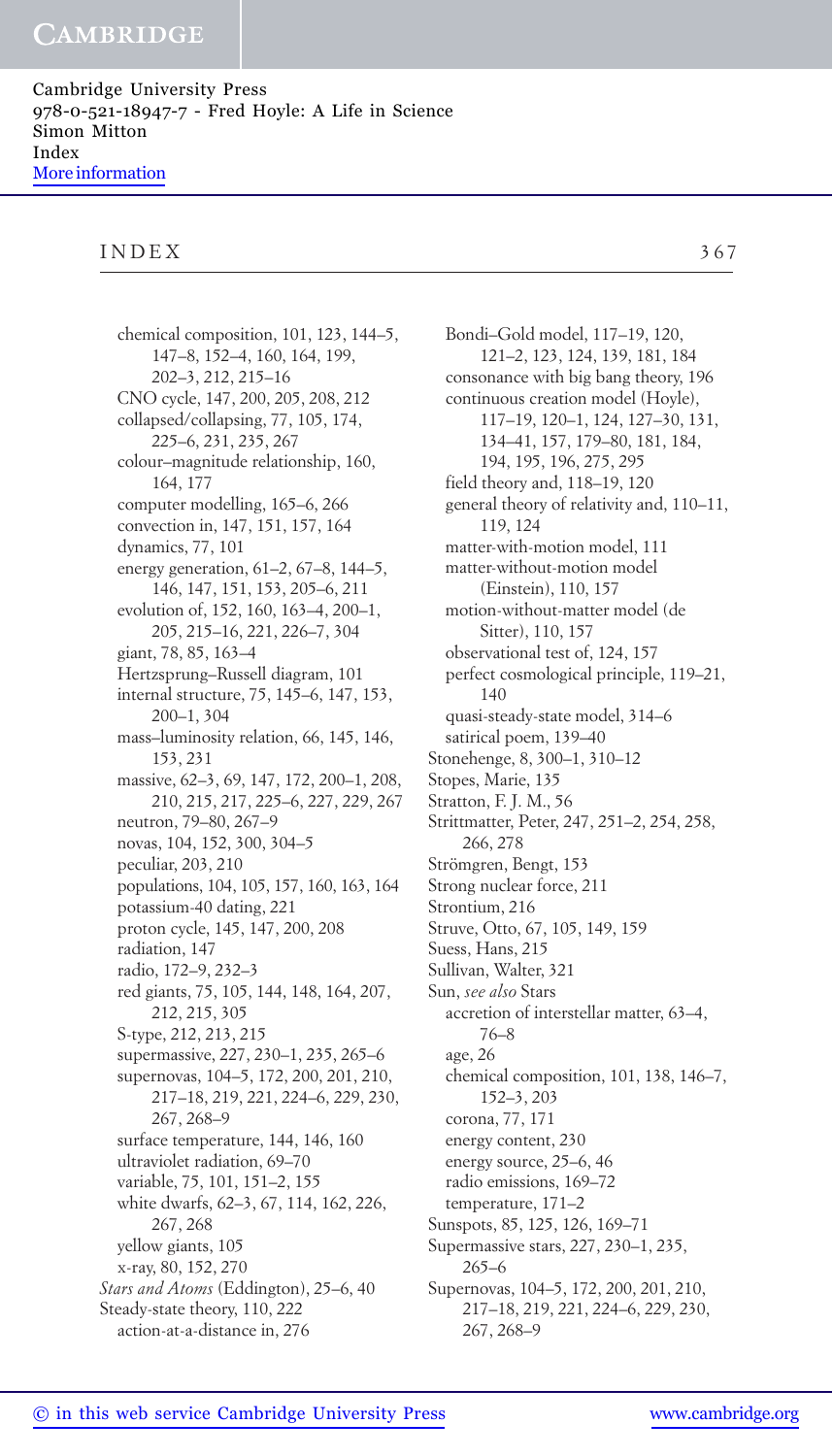chemical composition, 101, 123, 144–5, 147–8, 152–4, 160, 164, 199, 202–3, 212, 215–16
CNO cycle, 147, 200, 205, 208, 212
collapsed/collapsing, 77, 105, 174, 225–6, 231, 235, 267
colour–magnitude relationship, 160, 164, 177
computer modelling, 165–6, 266
convection in, 147, 151, 157, 164
dynamics, 77, 101
energy generation, 61–2, 67–8, 144–5, 146, 147, 151, 153, 205–6, 211
evolution of, 152, 160, 163–4, 200–1, 205, 215–16, 221, 226–7, 304
giant, 78, 85, 163–4
Hertzsprung–Russell diagram, 101
internal structure, 75, 145–6, 147, 153, 200–1, 304
mass–luminosity relation, 66, 145, 146, 153, 231
massive, 62–3, 69, 147, 172, 200–1, 208, 210, 215, 217, 225–6, 227, 229, 267
neutron, 79–80, 267–9
novas, 104, 152, 300, 304–5
peculiar, 203, 210
populations, 104, 105, 157, 160, 163, 164
potassium-40 dating, 221
proton cycle, 145, 147, 200, 208
radiation, 147
radio, 172–9, 232–3
red giants, 75, 105, 144, 148, 164, 207, 212, 215, 305
S-type, 212, 213, 215
supermassive, 227, 230–1, 235, 265–6
supernovas, 104–5, 172, 200, 201, 210, 217–18, 219, 221, 224–6, 229, 230, 267, 268–9
surface temperature, 144, 146, 160
ultraviolet radiation, 69–70
variable, 75, 101, 151–2, 155
white dwarfs, 62–3, 67, 114, 162, 226, 267, 268
yellow giants, 105
x-ray, 80, 152, 270

*Stars and Atoms* (Eddington), 25–6, 40

Steady-state theory, 110, 222
action-at-a-distance in, 276
Bondi–Gold model, 117–19, 120, 121–2, 123, 124, 139, 181, 184
consonance with big bang theory, 196
continuous creation model (Hoyle), 117–19, 120–1, 124, 127–30, 131, 134–41, 157, 179–80, 181, 184, 194, 195, 196, 275, 295
field theory and, 118–19, 120
general theory of relativity and, 110–11, 119, 124
matter-with-motion model, 111
matter-without-motion model (Einstein), 110, 157
motion-without-matter model (de Sitter), 110, 157
observational test of, 124, 157
perfect cosmological principle, 119–21, 140
quasi-steady-state model, 314–6
satirical poem, 139–40

Stonehenge, 8, 300–1, 310–12

Stopes, Marie, 135

Stratton, F. J. M., 56

Strittmatter, Peter, 247, 251–2, 254, 258, 266, 278

Strömgren, Bengt, 153

Strong nuclear force, 211

Strontium, 216

Struve, Otto, 67, 105, 149, 159

Suess, Hans, 215

Sullivan, Walter, 321

Sun, *see also* Stars
accretion of interstellar matter, 63–4, 76–8
age, 26
chemical composition, 101, 138, 146–7, 152–3, 203
corona, 77, 171
energy content, 230
energy source, 25–6, 46
radio emissions, 169–72
temperature, 171–2

Sunspots, 85, 125, 126, 169–71

Supermassive stars, 227, 230–1, 235, 265–6

Supernovas, 104–5, 172, 200, 201, 210, 217–18, 219, 221, 224–6, 229, 230, 267, 268–9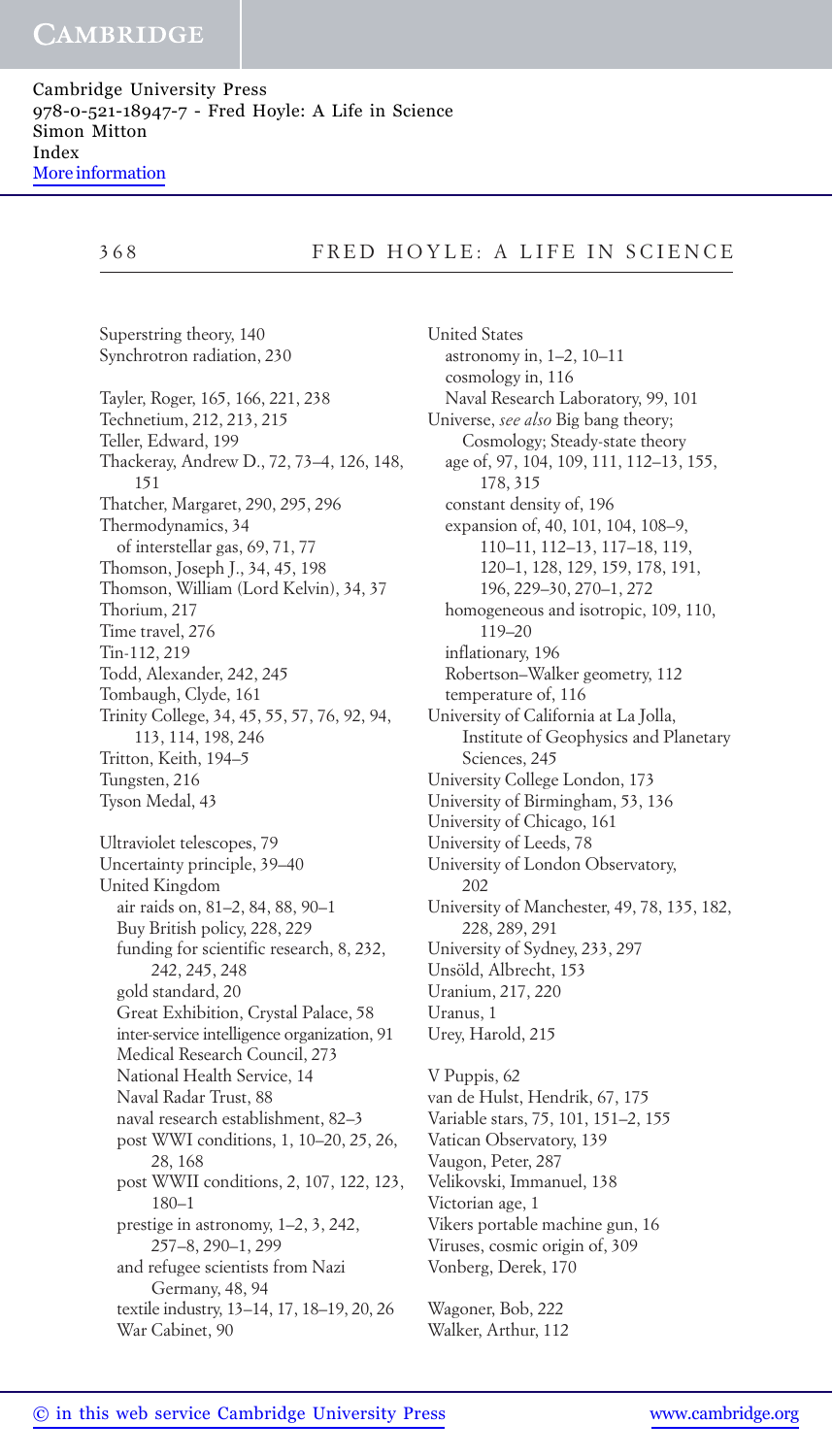Superstring theory, 140
Synchrotron radiation, 230

Tayler, Roger, 165, 166, 221, 238
Technetium, 212, 213, 215
Teller, Edward, 199
Thackeray, Andrew D., 72, 73–4, 126, 148, 151
Thatcher, Margaret, 290, 295, 296
Thermodynamics, 34
  of interstellar gas, 69, 71, 77
Thomson, Joseph J., 34, 45, 198
Thomson, William (Lord Kelvin), 34, 37
Thorium, 217
Time travel, 276
Tin-112, 219
Todd, Alexander, 242, 245
Tombaugh, Clyde, 161
Trinity College, 34, 45, 55, 57, 76, 92, 94, 113, 114, 198, 246
Tritton, Keith, 194–5
Tungsten, 216
Tyson Medal, 43

Ultraviolet telescopes, 79
Uncertainty principle, 39–40
United Kingdom
  air raids on, 81–2, 84, 88, 90–1
  Buy British policy, 228, 229
  funding for scientific research, 8, 232, 242, 245, 248
  gold standard, 20
  Great Exhibition, Crystal Palace, 58
  inter-service intelligence organization, 91
  Medical Research Council, 273
  National Health Service, 14
  Naval Radar Trust, 88
  naval research establishment, 82–3
  post WWI conditions, 1, 10–20, 25, 26, 28, 168
  post WWII conditions, 2, 107, 122, 123, 180–1
  prestige in astronomy, 1–2, 3, 242, 257–8, 290–1, 299
  and refugee scientists from Nazi Germany, 48, 94
  textile industry, 13–14, 17, 18–19, 20, 26
  War Cabinet, 90

United States
  astronomy in, 1–2, 10–11
  cosmology in, 116
  Naval Research Laboratory, 99, 101
Universe, *see also* Big bang theory; Cosmology; Steady-state theory
  age of, 97, 104, 109, 111, 112–13, 155, 178, 315
  constant density of, 196
  expansion of, 40, 101, 104, 108–9, 110–11, 112–13, 117–18, 119, 120–1, 128, 129, 159, 178, 191, 196, 229–30, 270–1, 272
  homogeneous and isotropic, 109, 110, 119–20
  inflationary, 196
  Robertson–Walker geometry, 112
  temperature of, 116
University of California at La Jolla, Institute of Geophysics and Planetary Sciences, 245
University College London, 173
University of Birmingham, 53, 136
University of Chicago, 161
University of Leeds, 78
University of London Observatory, 202
University of Manchester, 49, 78, 135, 182, 228, 289, 291
University of Sydney, 233, 297
Unsöld, Albrecht, 153
Uranium, 217, 220
Uranus, 1
Urey, Harold, 215

V Puppis, 62
van de Hulst, Hendrik, 67, 175
Variable stars, 75, 101, 151–2, 155
Vatican Observatory, 139
Vaugon, Peter, 287
Velikovski, Immanuel, 138
Victorian age, 1
Vikers portable machine gun, 16
Viruses, cosmic origin of, 309
Vonberg, Derek, 170

Wagoner, Bob, 222
Walker, Arthur, 112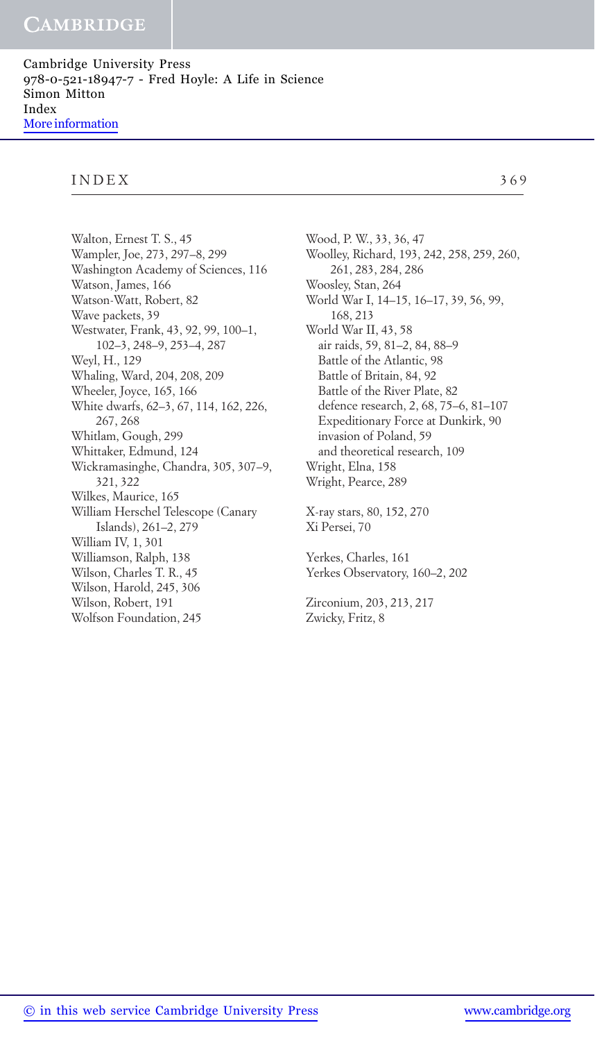Walton, Ernest T. S., 45
Wampler, Joe, 273, 297–8, 299
Washington Academy of Sciences, 116
Watson, James, 166
Watson-Watt, Robert, 82
Wave packets, 39
Westwater, Frank, 43, 92, 99, 100–1, 102–3, 248–9, 253–4, 287
Weyl, H., 129
Whaling, Ward, 204, 208, 209
Wheeler, Joyce, 165, 166
White dwarfs, 62–3, 67, 114, 162, 226, 267, 268
Whitlam, Gough, 299
Whittaker, Edmund, 124
Wickramasinghe, Chandra, 305, 307–9, 321, 322
Wilkes, Maurice, 165
William Herschel Telescope (Canary Islands), 261–2, 279
William IV, 1, 301
Williamson, Ralph, 138
Wilson, Charles T. R., 45
Wilson, Harold, 245, 306
Wilson, Robert, 191
Wolfson Foundation, 245
Wood, P. W., 33, 36, 47
Woolley, Richard, 193, 242, 258, 259, 260, 261, 283, 284, 286
Woosley, Stan, 264
World War I, 14–15, 16–17, 39, 56, 99, 168, 213
World War II, 43, 58
- air raids, 59, 81–2, 84, 88–9
- Battle of the Atlantic, 98
- Battle of Britain, 84, 92
- Battle of the River Plate, 82
- defence research, 2, 68, 75–6, 81–107
- Expeditionary Force at Dunkirk, 90
- invasion of Poland, 59
- and theoretical research, 109

Wright, Elna, 158
Wright, Pearce, 289

X-ray stars, 80, 152, 270
Xi Persei, 70

Yerkes, Charles, 161
Yerkes Observatory, 160–2, 202

Zirconium, 203, 213, 217
Zwicky, Fritz, 8